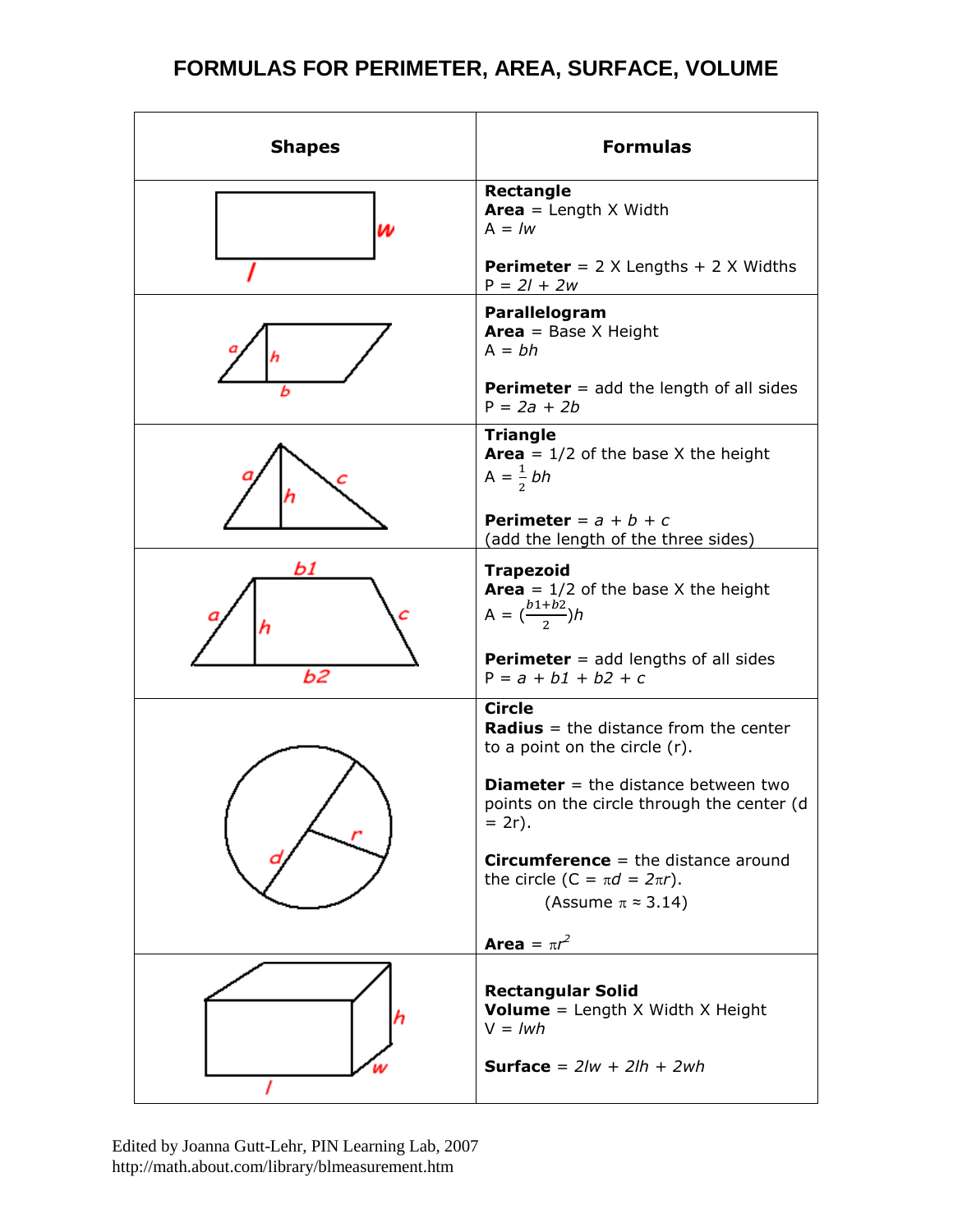# FORMULAS FOR PERIMETER, AREA, SURFACE, VOLUME

| Shapes | Formulas |
| --- | --- |
| | **Rectangle**<br>**Area** = Length X Width<br>A = $lw$<br><br>**Perimeter** = 2 X Lengths + 2 X Widths<br>P = $2l + 2w$ |
| | **Parallelogram**<br>**Area** = Base X Height<br>A = $bh$<br><br>**Perimeter** = add the length of all sides<br>P = $2a + 2b$ |
| | **Triangle**<br>**Area** = 1/2 of the base X the height<br>A = $\frac{1}{2}bh$<br><br>**Perimeter** = $a + b + c$<br>(add the length of the three sides) |
| | **Trapezoid**<br>**Area** = 1/2 of the base X the height<br>A = $(\frac{b1+b2}{2})h$<br><br>**Perimeter** = add lengths of all sides<br>P = $a + b1 + b2 + c$ |
| | **Circle**<br>**Radius** = the distance from the center to a point on the circle (r).<br><br>**Diameter** = the distance between two points on the circle through the center (d = 2r).<br><br>**Circumference** = the distance around the circle (C = $\pi d = 2\pi r$).<br>(Assume $\pi \approx 3.14$)<br><br>**Area** = $\pi r^2$ |
| | **Rectangular Solid**<br>**Volume** = Length X Width X Height<br>V = $lwh$<br><br>**Surface** = $2lw + 2lh + 2wh$ |

Edited by Joanna Gutt-Lehr, PIN Learning Lab, 2007
http://math.about.com/library/blmeasurement.htm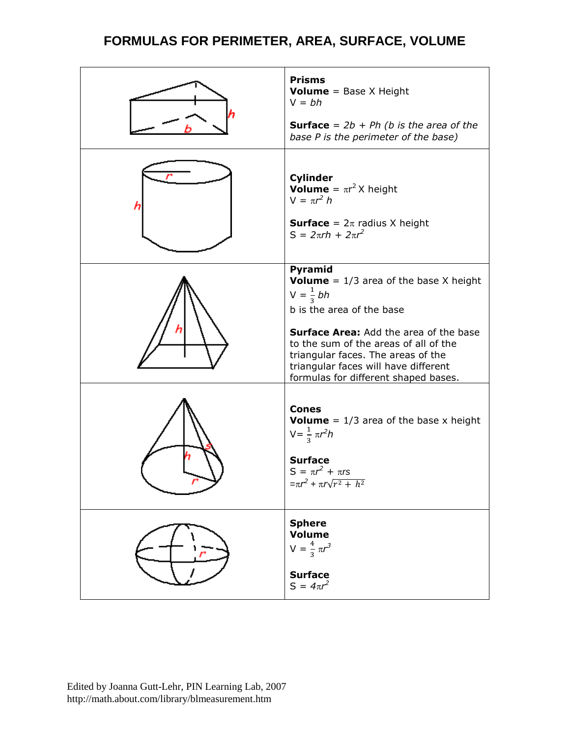# FORMULAS FOR PERIMETER, AREA, SURFACE, VOLUME

| | |
|---|---|
| | **Prisms**<br>**Volume** = Base X Height<br>$V = bh$<br><br>**Surface** = $2b + Ph$ *(b is the area of the base P is the perimeter of the base)* |
| | **Cylinder**<br>**Volume** = $\pi r^2$ X height<br>$V = \pi r^2 h$<br><br>**Surface** = $2\pi$ radius X height<br>$S = 2\pi rh + 2\pi r^2$ |
| | **Pyramid**<br>**Volume** = 1/3 area of the base X height<br>$V = \frac{1}{3} bh$<br>b is the area of the base<br><br>**Surface Area:** Add the area of the base to the sum of the areas of all of the triangular faces. The areas of the triangular faces will have different formulas for different shaped bases. |
| | **Cones**<br>**Volume** = 1/3 area of the base x height<br>$V = \frac{1}{3} \pi r^2 h$<br><br>**Surface**<br>$S = \pi r^2 + \pi rs$<br>$= \pi r^2 + \pi r\sqrt{r^2 + h^2}$ |
| | **Sphere**<br>**Volume**<br>$V = \frac{4}{3} \pi r^3$<br><br>**Surface**<br>$S = 4\pi r^2$ |

Edited by Joanna Gutt-Lehr, PIN Learning Lab, 2007
http://math.about.com/library/blmeasurement.htm